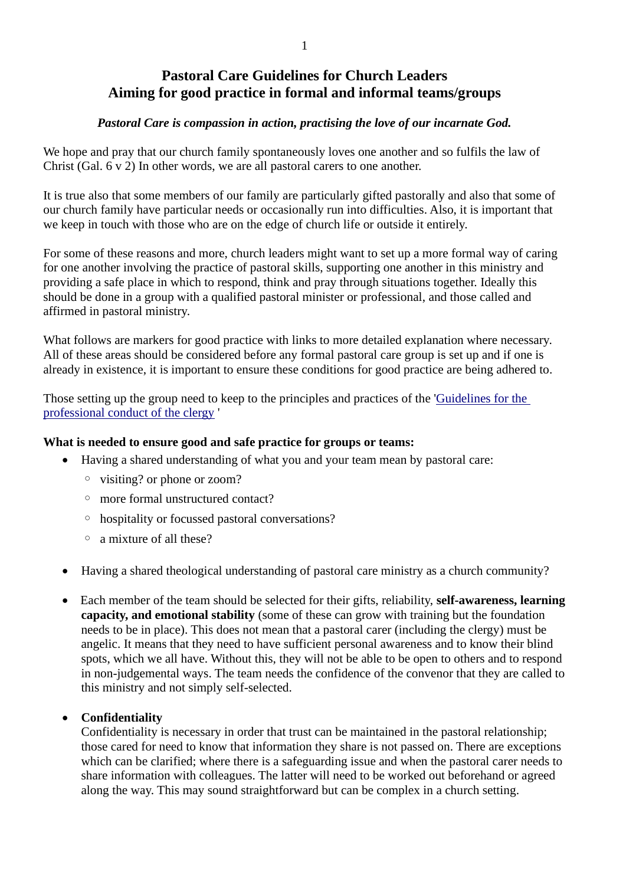# Pastoral Care Guidelines for Church Leaders
## Aiming for good practice in formal and informal teams/groups

***Pastoral Care is compassion in action, practising the love of our incarnate God.***

We hope and pray that our church family spontaneously loves one another and so fulfils the law of Christ (Gal. 6 v 2) In other words, we are all pastoral carers to one another.

It is true also that some members of our family are particularly gifted pastorally and also that some of our church family have particular needs or occasionally run into difficulties. Also, it is important that we keep in touch with those who are on the edge of church life or outside it entirely.

For some of these reasons and more, church leaders might want to set up a more formal way of caring for one another involving the practice of pastoral skills, supporting one another in this ministry and providing a safe place in which to respond, think and pray through situations together. Ideally this should be done in a group with a qualified pastoral minister or professional, and those called and affirmed in pastoral ministry.

What follows are markers for good practice with links to more detailed explanation where necessary. All of these areas should be considered before any formal pastoral care group is set up and if one is already in existence, it is important to ensure these conditions for good practice are being adhered to.

Those setting up the group need to keep to the principles and practices of the 'Guidelines for the professional conduct of the clergy '

**What is needed to ensure good and safe practice for groups or teams:**

- Having a shared understanding of what you and your team mean by pastoral care:
  - visiting? or phone or zoom?
  - more formal unstructured contact?
  - hospitality or focussed pastoral conversations?
  - a mixture of all these?
- Having a shared theological understanding of pastoral care ministry as a church community?
- Each member of the team should be selected for their gifts, reliability, **self-awareness, learning capacity, and emotional stability** (some of these can grow with training but the foundation needs to be in place). This does not mean that a pastoral carer (including the clergy) must be angelic. It means that they need to have sufficient personal awareness and to know their blind spots, which we all have. Without this, they will not be able to be open to others and to respond in non-judgemental ways. The team needs the confidence of the convenor that they are called to this ministry and not simply self-selected.
- **Confidentiality**
  Confidentiality is necessary in order that trust can be maintained in the pastoral relationship; those cared for need to know that information they share is not passed on. There are exceptions which can be clarified; where there is a safeguarding issue and when the pastoral carer needs to share information with colleagues. The latter will need to be worked out beforehand or agreed along the way. This may sound straightforward but can be complex in a church setting.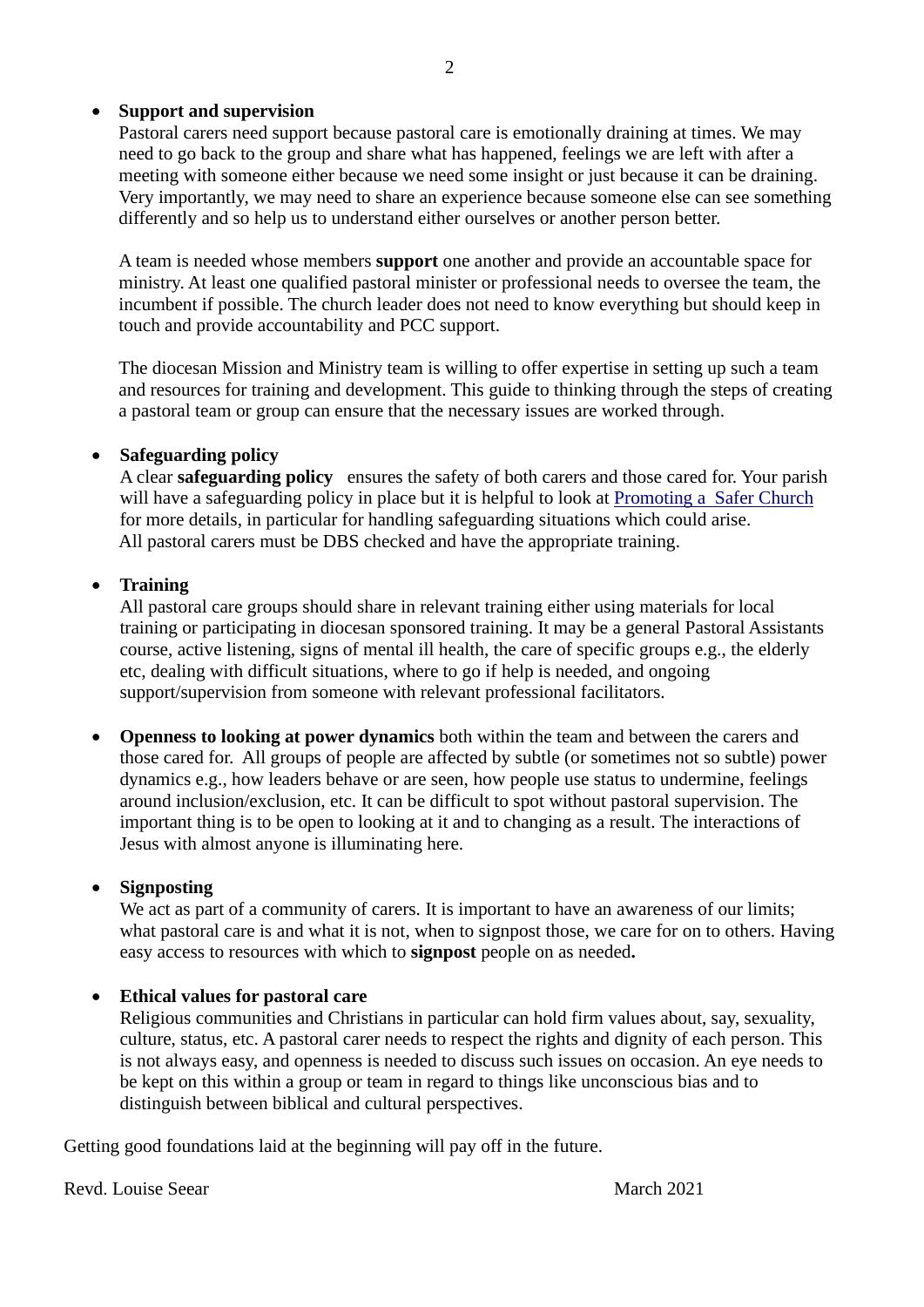- **Support and supervision**
  Pastoral carers need support because pastoral care is emotionally draining at times. We may need to go back to the group and share what has happened, feelings we are left with after a meeting with someone either because we need some insight or just because it can be draining. Very importantly, we may need to share an experience because someone else can see something differently and so help us to understand either ourselves or another person better.

  A team is needed whose members **support** one another and provide an accountable space for ministry. At least one qualified pastoral minister or professional needs to oversee the team, the incumbent if possible. The church leader does not need to know everything but should keep in touch and provide accountability and PCC support.

  The diocesan Mission and Ministry team is willing to offer expertise in setting up such a team and resources for training and development. This guide to thinking through the steps of creating a pastoral team or group can ensure that the necessary issues are worked through.

- **Safeguarding policy**
  A clear **safeguarding policy** ensures the safety of both carers and those cared for. Your parish will have a safeguarding policy in place but it is helpful to look at Promoting a Safer Church for more details, in particular for handling safeguarding situations which could arise.
  All pastoral carers must be DBS checked and have the appropriate training.

- **Training**
  All pastoral care groups should share in relevant training either using materials for local training or participating in diocesan sponsored training. It may be a general Pastoral Assistants course, active listening, signs of mental ill health, the care of specific groups e.g., the elderly etc, dealing with difficult situations, where to go if help is needed, and ongoing support/supervision from someone with relevant professional facilitators.

- **Openness to looking at power dynamics** both within the team and between the carers and those cared for. All groups of people are affected by subtle (or sometimes not so subtle) power dynamics e.g., how leaders behave or are seen, how people use status to undermine, feelings around inclusion/exclusion, etc. It can be difficult to spot without pastoral supervision. The important thing is to be open to looking at it and to changing as a result. The interactions of Jesus with almost anyone is illuminating here.

- **Signposting**
  We act as part of a community of carers. It is important to have an awareness of our limits; what pastoral care is and what it is not, when to signpost those, we care for on to others. Having easy access to resources with which to **signpost** people on as needed**.**

- **Ethical values for pastoral care**
  Religious communities and Christians in particular can hold firm values about, say, sexuality, culture, status, etc. A pastoral carer needs to respect the rights and dignity of each person. This is not always easy, and openness is needed to discuss such issues on occasion. An eye needs to be kept on this within a group or team in regard to things like unconscious bias and to distinguish between biblical and cultural perspectives.

Getting good foundations laid at the beginning will pay off in the future.

Revd. Louise Seear — March 2021